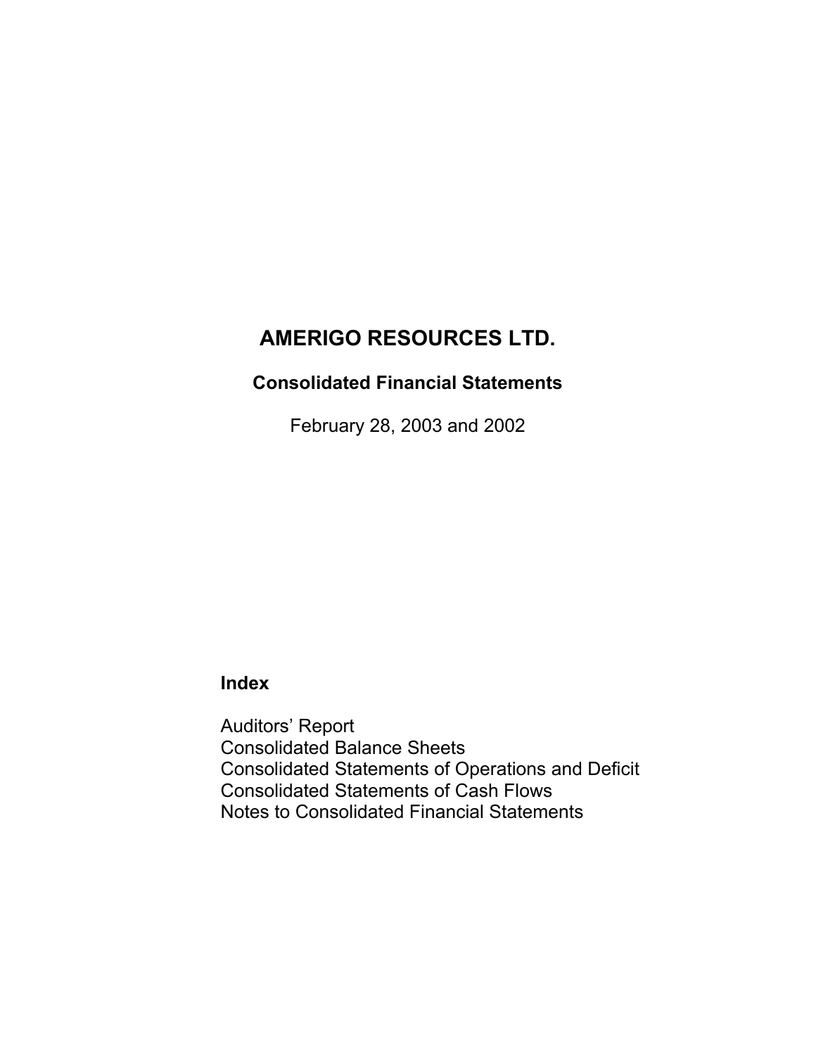# AMERIGO RESOURCES LTD.

## Consolidated Financial Statements

February 28, 2003 and 2002

### Index

Auditors' Report
Consolidated Balance Sheets
Consolidated Statements of Operations and Deficit
Consolidated Statements of Cash Flows
Notes to Consolidated Financial Statements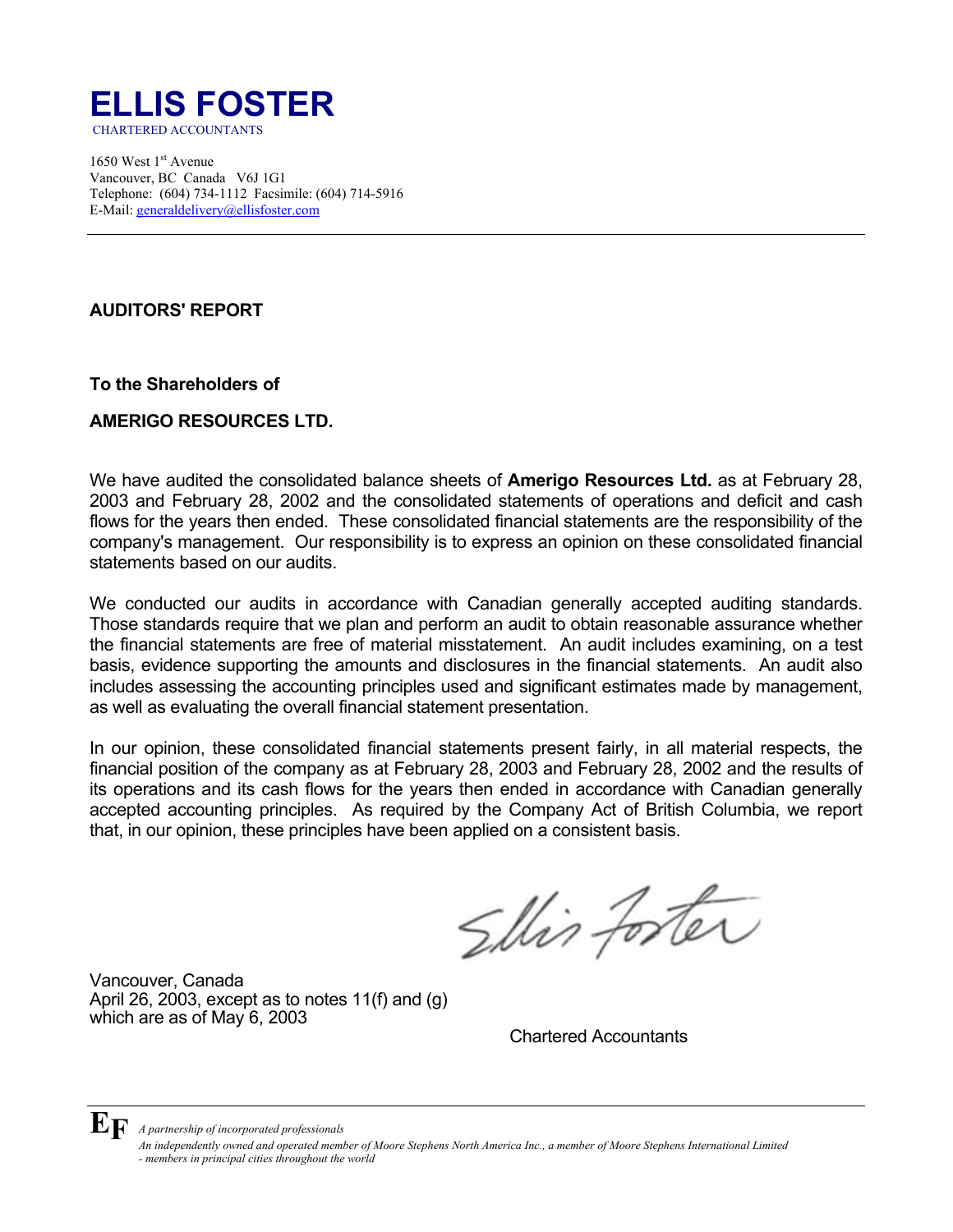# ELLIS FOSTER

CHARTERED ACCOUNTANTS

1650 West 1st Avenue
Vancouver, BC Canada V6J 1G1
Telephone: (604) 734-1112 Facsimile: (604) 714-5916
E-Mail: generaldelivery@ellisfoster.com

---

## AUDITORS' REPORT

**To the Shareholders of**

**AMERIGO RESOURCES LTD.**

We have audited the consolidated balance sheets of **Amerigo Resources Ltd.** as at February 28, 2003 and February 28, 2002 and the consolidated statements of operations and deficit and cash flows for the years then ended. These consolidated financial statements are the responsibility of the company's management. Our responsibility is to express an opinion on these consolidated financial statements based on our audits.

We conducted our audits in accordance with Canadian generally accepted auditing standards. Those standards require that we plan and perform an audit to obtain reasonable assurance whether the financial statements are free of material misstatement. An audit includes examining, on a test basis, evidence supporting the amounts and disclosures in the financial statements. An audit also includes assessing the accounting principles used and significant estimates made by management, as well as evaluating the overall financial statement presentation.

In our opinion, these consolidated financial statements present fairly, in all material respects, the financial position of the company as at February 28, 2003 and February 28, 2002 and the results of its operations and its cash flows for the years then ended in accordance with Canadian generally accepted accounting principles. As required by the Company Act of British Columbia, we report that, in our opinion, these principles have been applied on a consistent basis.

Ellis Foster

Vancouver, Canada
April 26, 2003, except as to notes 11(f) and (g)
which are as of May 6, 2003

Chartered Accountants

---

*A partnership of incorporated professionals*
*An independently owned and operated member of Moore Stephens North America Inc., a member of Moore Stephens International Limited - members in principal cities throughout the world*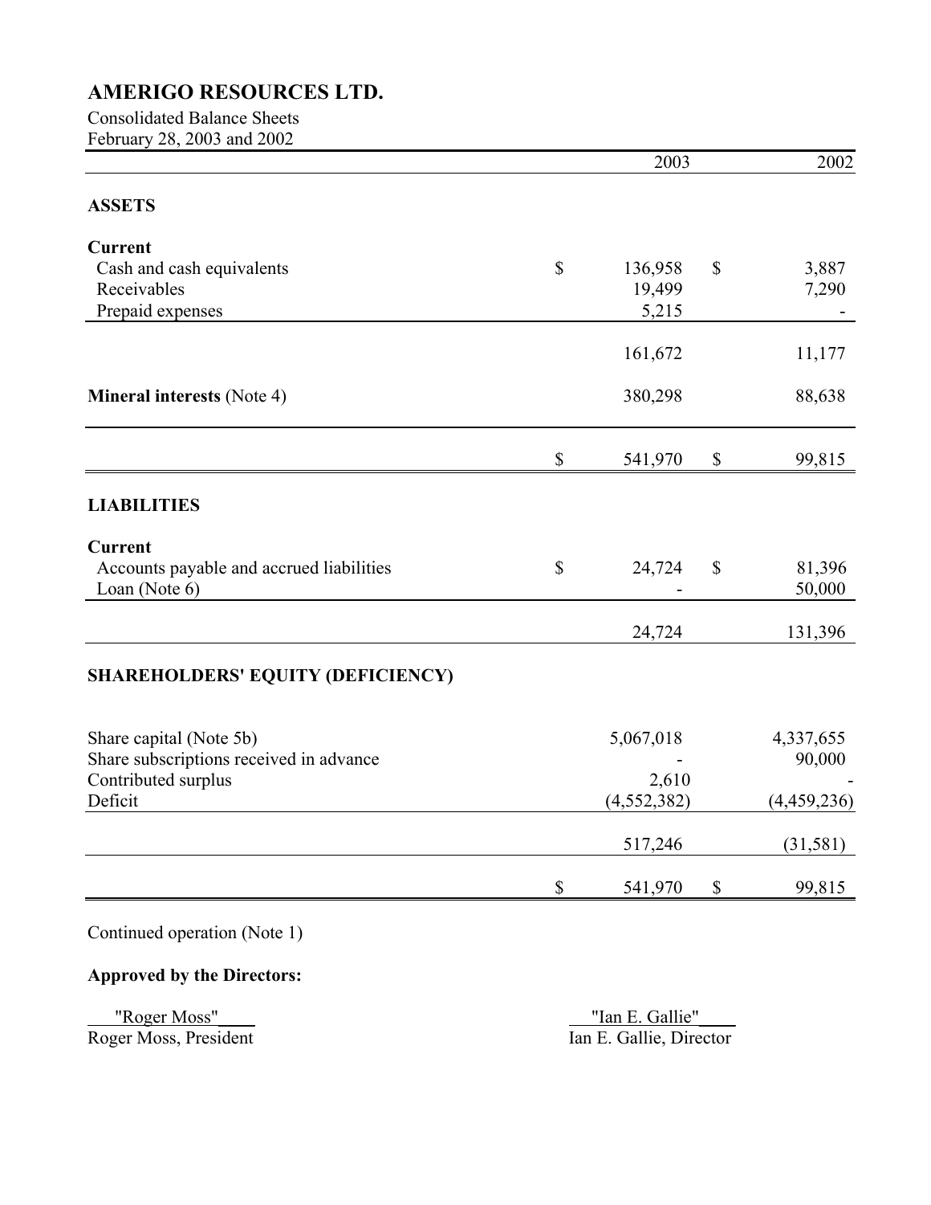# AMERIGO RESOURCES LTD.

Consolidated Balance Sheets
February 28, 2003 and 2002

| | 2003 | 2002 |
|---|---|---|
| **ASSETS** | | |
| **Current** | | |
| Cash and cash equivalents | $ 136,958 | $ 3,887 |
| Receivables | 19,499 | 7,290 |
| Prepaid expenses | 5,215 | - |
| | 161,672 | 11,177 |
| **Mineral interests** (Note 4) | 380,298 | 88,638 |
| | $ 541,970 | $ 99,815 |
| **LIABILITIES** | | |
| **Current** | | |
| Accounts payable and accrued liabilities | $ 24,724 | $ 81,396 |
| Loan (Note 6) | - | 50,000 |
| | 24,724 | 131,396 |
| **SHAREHOLDERS' EQUITY (DEFICIENCY)** | | |
| Share capital (Note 5b) | 5,067,018 | 4,337,655 |
| Share subscriptions received in advance | - | 90,000 |
| Contributed surplus | 2,610 | - |
| Deficit | (4,552,382) | (4,459,236) |
| | 517,246 | (31,581) |
| | $ 541,970 | $ 99,815 |

Continued operation (Note 1)

**Approved by the Directors:**

"Roger Moss"
Roger Moss, President

"Ian E. Gallie"
Ian E. Gallie, Director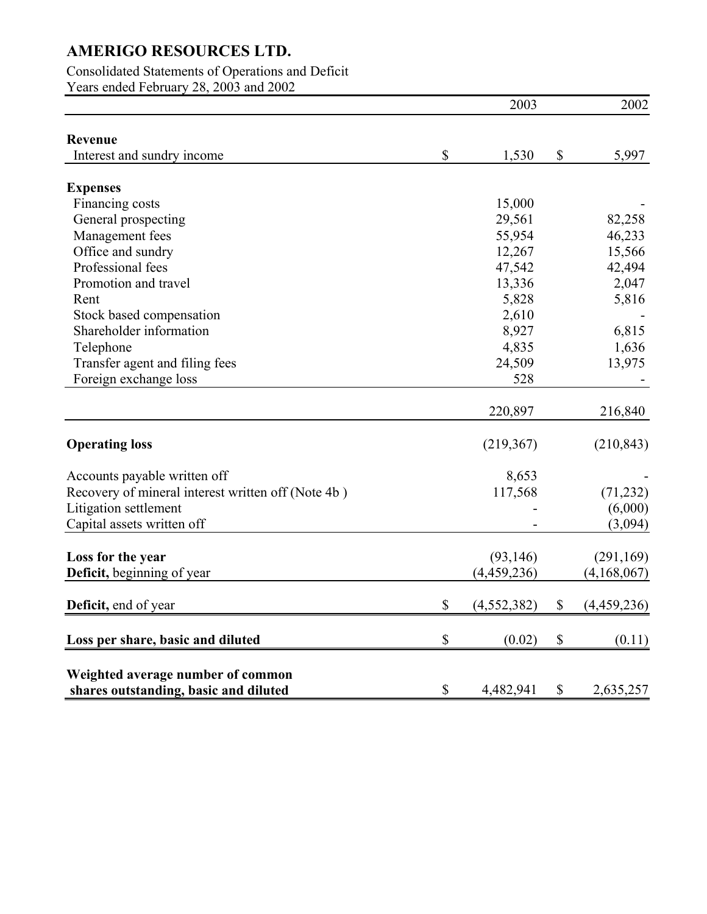# AMERIGO RESOURCES LTD.

Consolidated Statements of Operations and Deficit
Years ended February 28, 2003 and 2002

| | 2003 | 2002 |
|---|---|---|
| **Revenue** | | |
| Interest and sundry income | $ 1,530 | $ 5,997 |
| **Expenses** | | |
| Financing costs | 15,000 | - |
| General prospecting | 29,561 | 82,258 |
| Management fees | 55,954 | 46,233 |
| Office and sundry | 12,267 | 15,566 |
| Professional fees | 47,542 | 42,494 |
| Promotion and travel | 13,336 | 2,047 |
| Rent | 5,828 | 5,816 |
| Stock based compensation | 2,610 | - |
| Shareholder information | 8,927 | 6,815 |
| Telephone | 4,835 | 1,636 |
| Transfer agent and filing fees | 24,509 | 13,975 |
| Foreign exchange loss | 528 | - |
| | 220,897 | 216,840 |
| **Operating loss** | (219,367) | (210,843) |
| Accounts payable written off | 8,653 | - |
| Recovery of mineral interest written off (Note 4b ) | 117,568 | (71,232) |
| Litigation settlement | - | (6,000) |
| Capital assets written off | - | (3,094) |
| **Loss for the year** | (93,146) | (291,169) |
| **Deficit,** beginning of year | (4,459,236) | (4,168,067) |
| **Deficit,** end of year | $ (4,552,382) | $ (4,459,236) |
| **Loss per share, basic and diluted** | $ (0.02) | $ (0.11) |
| **Weighted average number of common shares outstanding, basic and diluted** | $ 4,482,941 | $ 2,635,257 |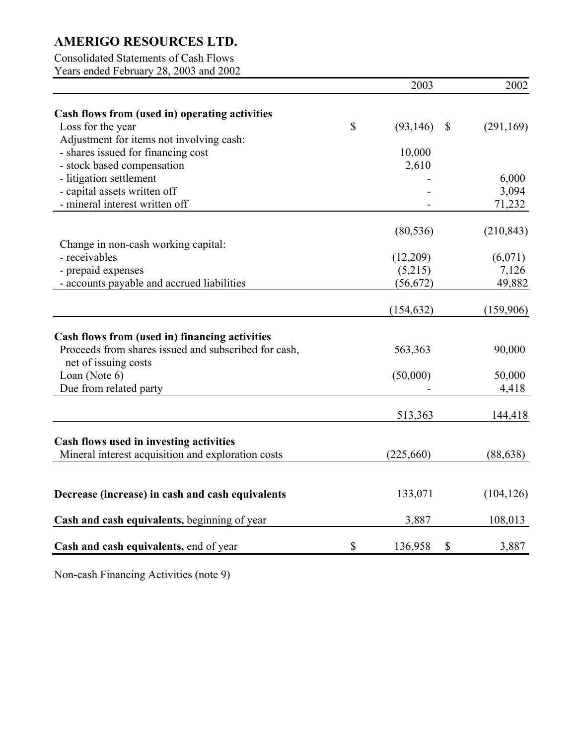# AMERIGO RESOURCES LTD.

Consolidated Statements of Cash Flows
Years ended February 28, 2003 and 2002

| | 2003 | 2002 |
|---|---|---|
| **Cash flows from (used in) operating activities** | | |
| Loss for the year | $ (93,146) | $ (291,169) |
| Adjustment for items not involving cash: | | |
| - shares issued for financing cost | 10,000 | |
| - stock based compensation | 2,610 | |
| - litigation settlement | - | 6,000 |
| - capital assets written off | - | 3,094 |
| - mineral interest written off | - | 71,232 |
| | (80,536) | (210,843) |
| Change in non-cash working capital: | | |
| - receivables | (12,209) | (6,071) |
| - prepaid expenses | (5,215) | 7,126 |
| - accounts payable and accrued liabilities | (56,672) | 49,882 |
| | (154,632) | (159,906) |
| **Cash flows from (used in) financing activities** | | |
| Proceeds from shares issued and subscribed for cash, net of issuing costs | 563,363 | 90,000 |
| Loan (Note 6) | (50,000) | 50,000 |
| Due from related party | - | 4,418 |
| | 513,363 | 144,418 |
| **Cash flows used in investing activities** | | |
| Mineral interest acquisition and exploration costs | (225,660) | (88,638) |
| **Decrease (increase) in cash and cash equivalents** | 133,071 | (104,126) |
| **Cash and cash equivalents,** beginning of year | 3,887 | 108,013 |
| **Cash and cash equivalents,** end of year | $ 136,958 | $ 3,887 |

Non-cash Financing Activities (note 9)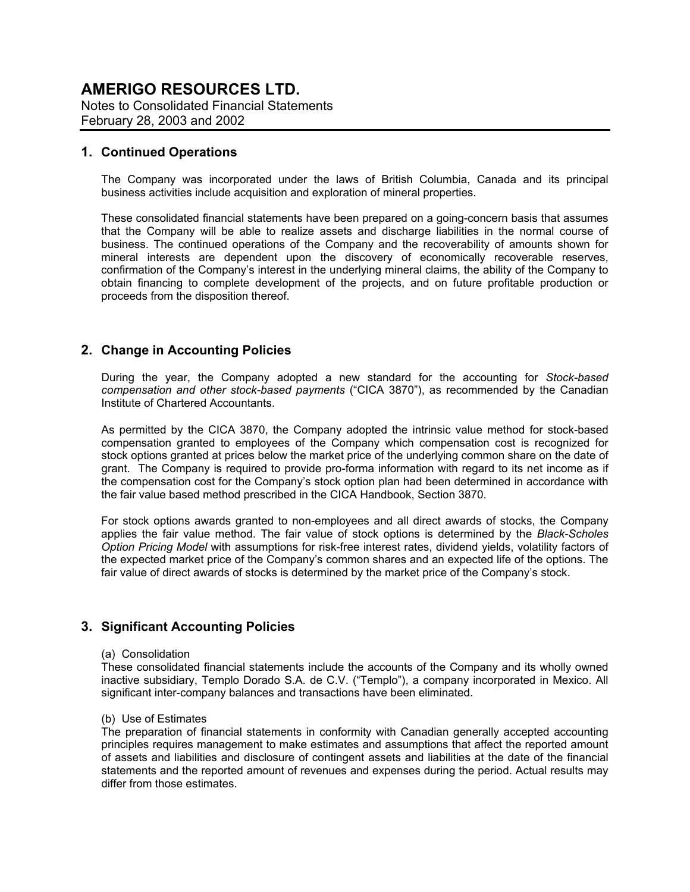# AMERIGO RESOURCES LTD.

Notes to Consolidated Financial Statements
February 28, 2003 and 2002

## 1. Continued Operations

The Company was incorporated under the laws of British Columbia, Canada and its principal business activities include acquisition and exploration of mineral properties.

These consolidated financial statements have been prepared on a going-concern basis that assumes that the Company will be able to realize assets and discharge liabilities in the normal course of business. The continued operations of the Company and the recoverability of amounts shown for mineral interests are dependent upon the discovery of economically recoverable reserves, confirmation of the Company's interest in the underlying mineral claims, the ability of the Company to obtain financing to complete development of the projects, and on future profitable production or proceeds from the disposition thereof.

## 2. Change in Accounting Policies

During the year, the Company adopted a new standard for the accounting for *Stock-based compensation and other stock-based payments* ("CICA 3870"), as recommended by the Canadian Institute of Chartered Accountants.

As permitted by the CICA 3870, the Company adopted the intrinsic value method for stock-based compensation granted to employees of the Company which compensation cost is recognized for stock options granted at prices below the market price of the underlying common share on the date of grant. The Company is required to provide pro-forma information with regard to its net income as if the compensation cost for the Company's stock option plan had been determined in accordance with the fair value based method prescribed in the CICA Handbook, Section 3870.

For stock options awards granted to non-employees and all direct awards of stocks, the Company applies the fair value method. The fair value of stock options is determined by the *Black-Scholes Option Pricing Model* with assumptions for risk-free interest rates, dividend yields, volatility factors of the expected market price of the Company's common shares and an expected life of the options. The fair value of direct awards of stocks is determined by the market price of the Company's stock.

## 3. Significant Accounting Policies

(a) Consolidation
These consolidated financial statements include the accounts of the Company and its wholly owned inactive subsidiary, Templo Dorado S.A. de C.V. ("Templo"), a company incorporated in Mexico. All significant inter-company balances and transactions have been eliminated.

(b) Use of Estimates
The preparation of financial statements in conformity with Canadian generally accepted accounting principles requires management to make estimates and assumptions that affect the reported amount of assets and liabilities and disclosure of contingent assets and liabilities at the date of the financial statements and the reported amount of revenues and expenses during the period. Actual results may differ from those estimates.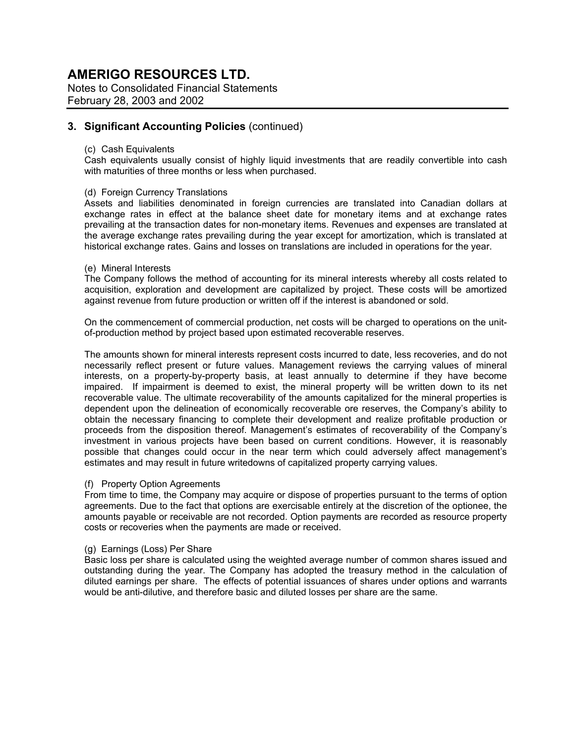## 3. Significant Accounting Policies (continued)

(c) Cash Equivalents

Cash equivalents usually consist of highly liquid investments that are readily convertible into cash with maturities of three months or less when purchased.

(d) Foreign Currency Translations

Assets and liabilities denominated in foreign currencies are translated into Canadian dollars at exchange rates in effect at the balance sheet date for monetary items and at exchange rates prevailing at the transaction dates for non-monetary items. Revenues and expenses are translated at the average exchange rates prevailing during the year except for amortization, which is translated at historical exchange rates. Gains and losses on translations are included in operations for the year.

(e) Mineral Interests

The Company follows the method of accounting for its mineral interests whereby all costs related to acquisition, exploration and development are capitalized by project. These costs will be amortized against revenue from future production or written off if the interest is abandoned or sold.

On the commencement of commercial production, net costs will be charged to operations on the unit-of-production method by project based upon estimated recoverable reserves.

The amounts shown for mineral interests represent costs incurred to date, less recoveries, and do not necessarily reflect present or future values. Management reviews the carrying values of mineral interests, on a property-by-property basis, at least annually to determine if they have become impaired. If impairment is deemed to exist, the mineral property will be written down to its net recoverable value. The ultimate recoverability of the amounts capitalized for the mineral properties is dependent upon the delineation of economically recoverable ore reserves, the Company's ability to obtain the necessary financing to complete their development and realize profitable production or proceeds from the disposition thereof. Management's estimates of recoverability of the Company's investment in various projects have been based on current conditions. However, it is reasonably possible that changes could occur in the near term which could adversely affect management's estimates and may result in future writedowns of capitalized property carrying values.

(f) Property Option Agreements

From time to time, the Company may acquire or dispose of properties pursuant to the terms of option agreements. Due to the fact that options are exercisable entirely at the discretion of the optionee, the amounts payable or receivable are not recorded. Option payments are recorded as resource property costs or recoveries when the payments are made or received.

(g) Earnings (Loss) Per Share

Basic loss per share is calculated using the weighted average number of common shares issued and outstanding during the year. The Company has adopted the treasury method in the calculation of diluted earnings per share. The effects of potential issuances of shares under options and warrants would be anti-dilutive, and therefore basic and diluted losses per share are the same.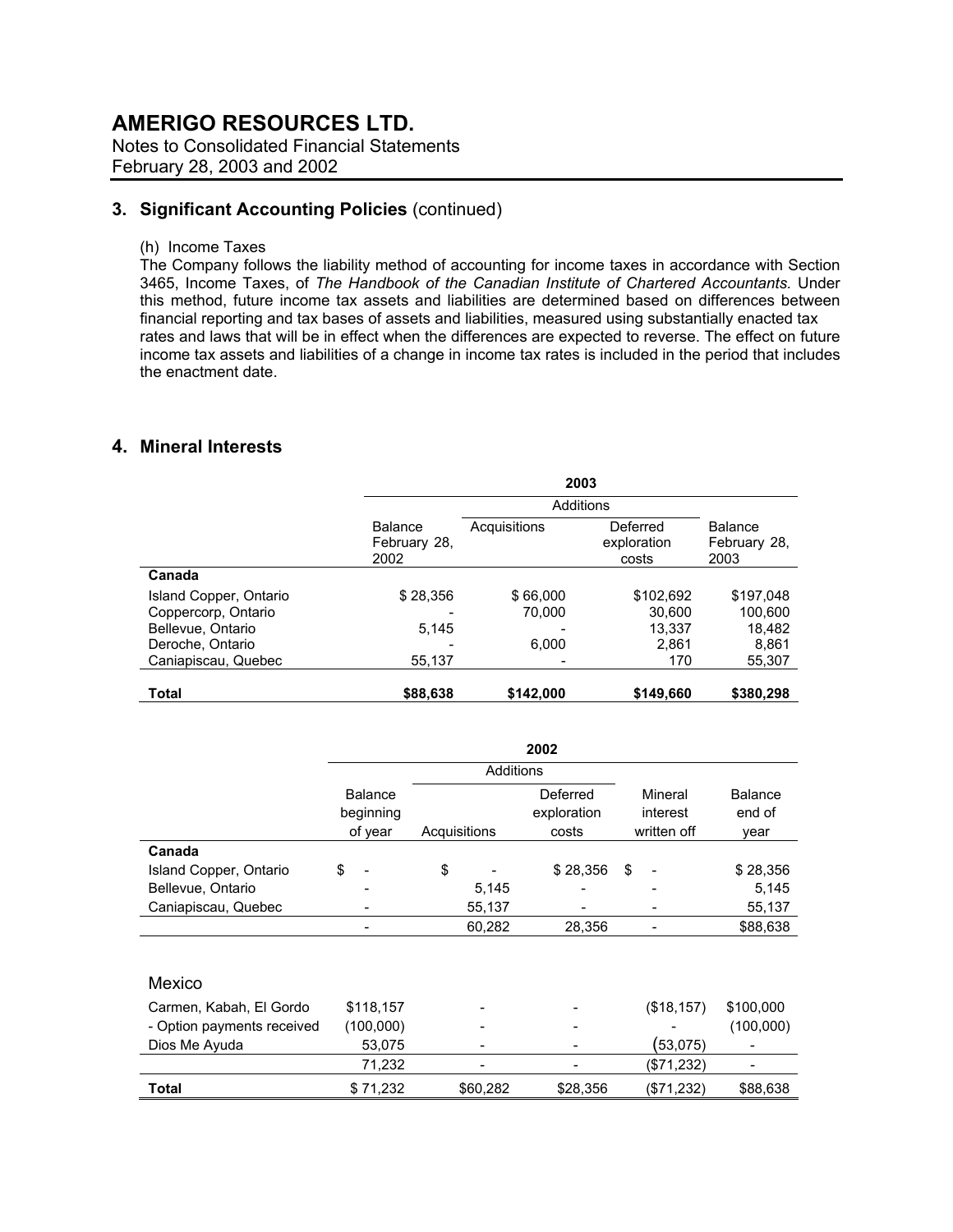## 3. Significant Accounting Policies (continued)

(h) Income Taxes

The Company follows the liability method of accounting for income taxes in accordance with Section 3465, Income Taxes, of *The Handbook of the Canadian Institute of Chartered Accountants.* Under this method, future income tax assets and liabilities are determined based on differences between financial reporting and tax bases of assets and liabilities, measured using substantially enacted tax rates and laws that will be in effect when the differences are expected to reverse. The effect on future income tax assets and liabilities of a change in income tax rates is included in the period that includes the enactment date.

## 4. Mineral Interests

| | 2003 | | | |
|---|---|---|---|---|
| | | Additions | | |
| | Balance February 28, 2002 | Acquisitions | Deferred exploration costs | Balance February 28, 2003 |
| **Canada** | | | | |
| Island Copper, Ontario | $ 28,356 | $ 66,000 | $102,692 | $197,048 |
| Coppercorp, Ontario | - | 70,000 | 30,600 | 100,600 |
| Bellevue, Ontario | 5,145 | - | 13,337 | 18,482 |
| Deroche, Ontario | - | 6,000 | 2,861 | 8,861 |
| Caniapiscau, Quebec | 55,137 | - | 170 | 55,307 |
| **Total** | **$88,638** | **$142,000** | **$149,660** | **$380,298** |

| | 2002 | | | | |
|---|---|---|---|---|---|
| | | Additions | | | |
| | Balance beginning of year | Acquisitions | Deferred exploration costs | Mineral interest written off | Balance end of year |
| **Canada** | | | | | |
| Island Copper, Ontario | $ - | $ - | $ 28,356 | $ - | $ 28,356 |
| Bellevue, Ontario | - | 5,145 | - | - | 5,145 |
| Caniapiscau, Quebec | - | 55,137 | - | - | 55,137 |
| | - | 60,282 | 28,356 | - | $88,638 |
| Mexico | | | | | |
| Carmen, Kabah, El Gordo | $118,157 | - | - | ($18,157) | $100,000 |
| - Option payments received | (100,000) | - | - | - | (100,000) |
| Dios Me Ayuda | 53,075 | - | - | (53,075) | - |
| | 71,232 | - | - | ($71,232) | - |
| **Total** | $ 71,232 | $60,282 | $28,356 | ($71,232) | $88,638 |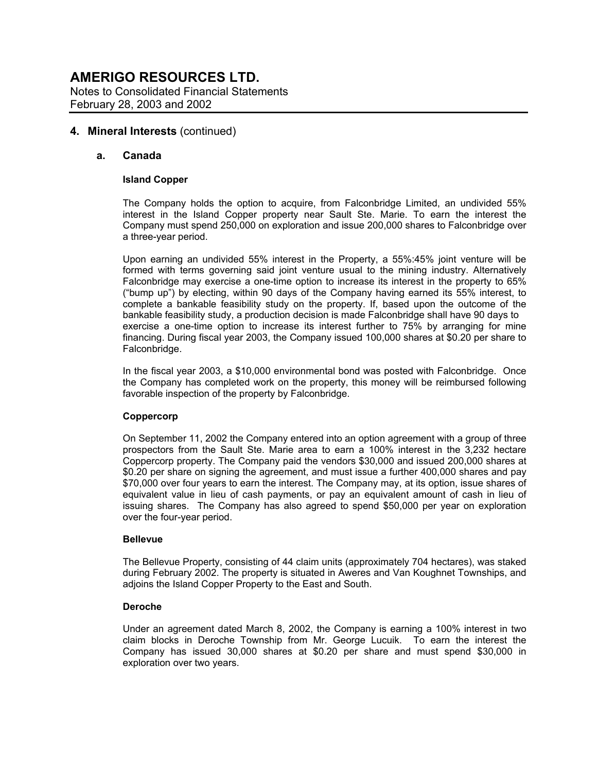# AMERIGO RESOURCES LTD.

Notes to Consolidated Financial Statements
February 28, 2003 and 2002

## 4. Mineral Interests (continued)

### a. Canada

#### Island Copper

The Company holds the option to acquire, from Falconbridge Limited, an undivided 55% interest in the Island Copper property near Sault Ste. Marie. To earn the interest the Company must spend 250,000 on exploration and issue 200,000 shares to Falconbridge over a three-year period.

Upon earning an undivided 55% interest in the Property, a 55%:45% joint venture will be formed with terms governing said joint venture usual to the mining industry. Alternatively Falconbridge may exercise a one-time option to increase its interest in the property to 65% ("bump up") by electing, within 90 days of the Company having earned its 55% interest, to complete a bankable feasibility study on the property. If, based upon the outcome of the bankable feasibility study, a production decision is made Falconbridge shall have 90 days to exercise a one-time option to increase its interest further to 75% by arranging for mine financing. During fiscal year 2003, the Company issued 100,000 shares at $0.20 per share to Falconbridge.

In the fiscal year 2003, a $10,000 environmental bond was posted with Falconbridge. Once the Company has completed work on the property, this money will be reimbursed following favorable inspection of the property by Falconbridge.

#### Coppercorp

On September 11, 2002 the Company entered into an option agreement with a group of three prospectors from the Sault Ste. Marie area to earn a 100% interest in the 3,232 hectare Coppercorp property. The Company paid the vendors $30,000 and issued 200,000 shares at $0.20 per share on signing the agreement, and must issue a further 400,000 shares and pay $70,000 over four years to earn the interest. The Company may, at its option, issue shares of equivalent value in lieu of cash payments, or pay an equivalent amount of cash in lieu of issuing shares. The Company has also agreed to spend $50,000 per year on exploration over the four-year period.

#### Bellevue

The Bellevue Property, consisting of 44 claim units (approximately 704 hectares), was staked during February 2002. The property is situated in Aweres and Van Koughnet Townships, and adjoins the Island Copper Property to the East and South.

#### Deroche

Under an agreement dated March 8, 2002, the Company is earning a 100% interest in two claim blocks in Deroche Township from Mr. George Lucuik. To earn the interest the Company has issued 30,000 shares at $0.20 per share and must spend $30,000 in exploration over two years.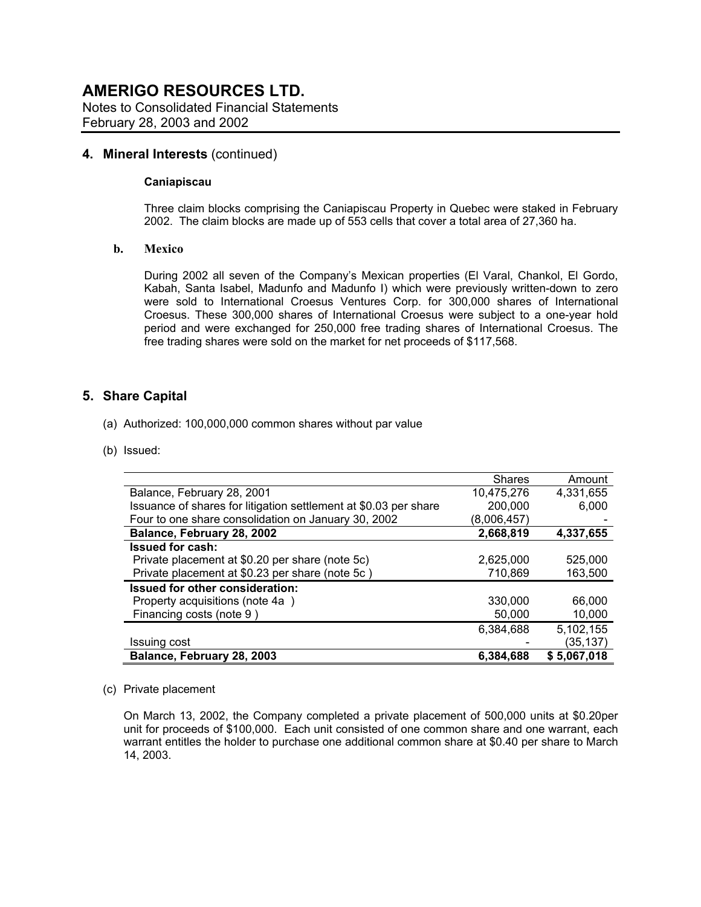# AMERIGO RESOURCES LTD.

Notes to Consolidated Financial Statements
February 28, 2003 and 2002

## 4. Mineral Interests (continued)

### Caniapiscau

Three claim blocks comprising the Caniapiscau Property in Quebec were staked in February 2002. The claim blocks are made up of 553 cells that cover a total area of 27,360 ha.

### b. Mexico

During 2002 all seven of the Company's Mexican properties (El Varal, Chankol, El Gordo, Kabah, Santa Isabel, Madunfo and Madunfo I) which were previously written-down to zero were sold to International Croesus Ventures Corp. for 300,000 shares of International Croesus. These 300,000 shares of International Croesus were subject to a one-year hold period and were exchanged for 250,000 free trading shares of International Croesus. The free trading shares were sold on the market for net proceeds of $117,568.

## 5. Share Capital

(a) Authorized: 100,000,000 common shares without par value

(b) Issued:

| | Shares | Amount |
|---|---|---|
| Balance, February 28, 2001 | 10,475,276 | 4,331,655 |
| Issuance of shares for litigation settlement at $0.03 per share | 200,000 | 6,000 |
| Four to one share consolidation on January 30, 2002 | (8,006,457) | - |
| **Balance, February 28, 2002** | **2,668,819** | **4,337,655** |
| **Issued for cash:** | | |
| Private placement at $0.20 per share (note 5c) | 2,625,000 | 525,000 |
| Private placement at $0.23 per share (note 5c ) | 710,869 | 163,500 |
| **Issued for other consideration:** | | |
| Property acquisitions (note 4a ) | 330,000 | 66,000 |
| Financing costs (note 9 ) | 50,000 | 10,000 |
| | 6,384,688 | 5,102,155 |
| Issuing cost | - | (35,137) |
| **Balance, February 28, 2003** | **6,384,688** | **$ 5,067,018** |

(c) Private placement

On March 13, 2002, the Company completed a private placement of 500,000 units at $0.20per unit for proceeds of $100,000. Each unit consisted of one common share and one warrant, each warrant entitles the holder to purchase one additional common share at $0.40 per share to March 14, 2003.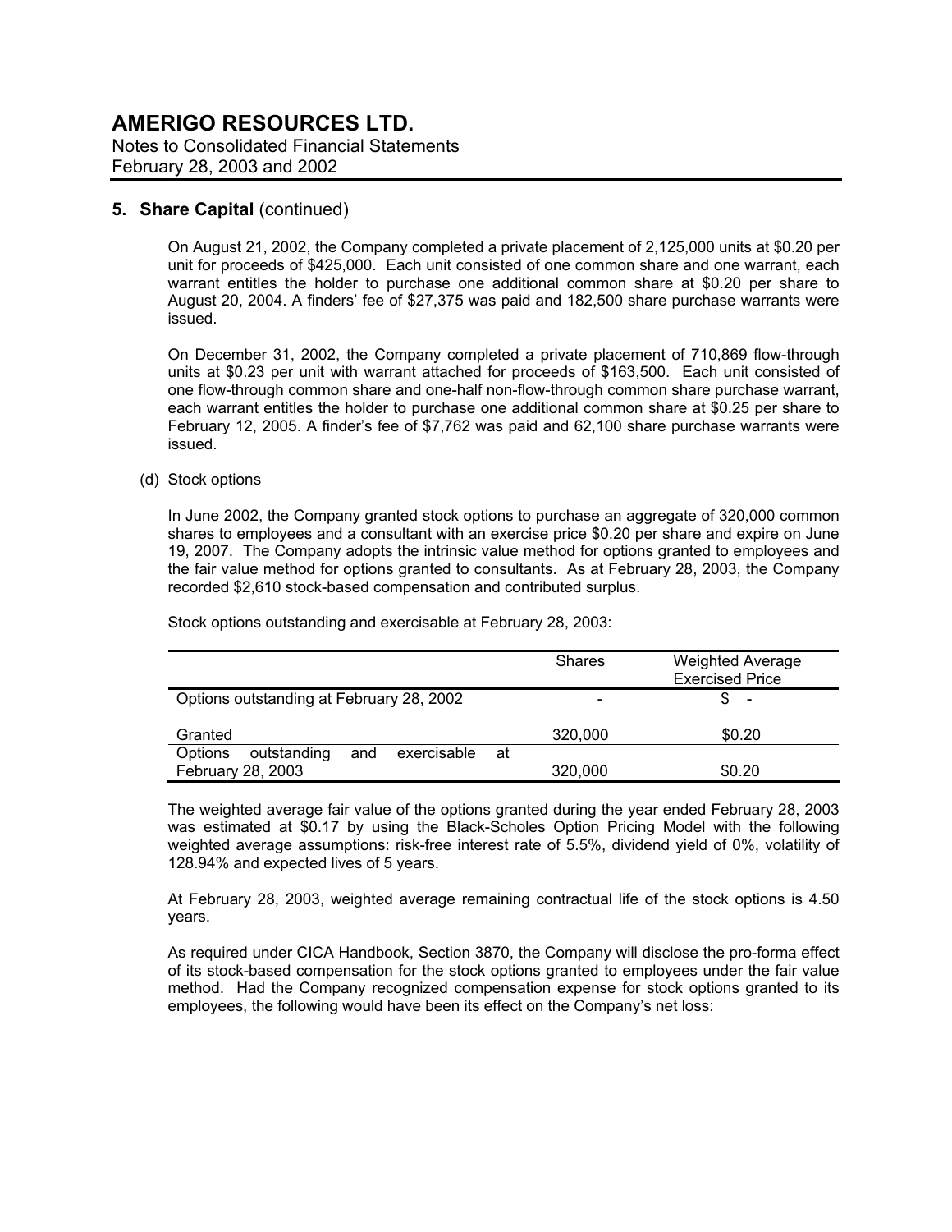## 5. Share Capital (continued)

On August 21, 2002, the Company completed a private placement of 2,125,000 units at $0.20 per unit for proceeds of $425,000. Each unit consisted of one common share and one warrant, each warrant entitles the holder to purchase one additional common share at $0.20 per share to August 20, 2004. A finders' fee of $27,375 was paid and 182,500 share purchase warrants were issued.

On December 31, 2002, the Company completed a private placement of 710,869 flow-through units at $0.23 per unit with warrant attached for proceeds of $163,500. Each unit consisted of one flow-through common share and one-half non-flow-through common share purchase warrant, each warrant entitles the holder to purchase one additional common share at $0.25 per share to February 12, 2005. A finder's fee of $7,762 was paid and 62,100 share purchase warrants were issued.

(d) Stock options

In June 2002, the Company granted stock options to purchase an aggregate of 320,000 common shares to employees and a consultant with an exercise price $0.20 per share and expire on June 19, 2007. The Company adopts the intrinsic value method for options granted to employees and the fair value method for options granted to consultants. As at February 28, 2003, the Company recorded $2,610 stock-based compensation and contributed surplus.

Stock options outstanding and exercisable at February 28, 2003:

| | Shares | Weighted Average Exercised Price |
|---|---|---|
| Options outstanding at February 28, 2002 | - | $ - |
| Granted | 320,000 | $0.20 |
| Options outstanding and exercisable at February 28, 2003 | 320,000 | $0.20 |

The weighted average fair value of the options granted during the year ended February 28, 2003 was estimated at $0.17 by using the Black-Scholes Option Pricing Model with the following weighted average assumptions: risk-free interest rate of 5.5%, dividend yield of 0%, volatility of 128.94% and expected lives of 5 years.

At February 28, 2003, weighted average remaining contractual life of the stock options is 4.50 years.

As required under CICA Handbook, Section 3870, the Company will disclose the pro-forma effect of its stock-based compensation for the stock options granted to employees under the fair value method. Had the Company recognized compensation expense for stock options granted to its employees, the following would have been its effect on the Company's net loss: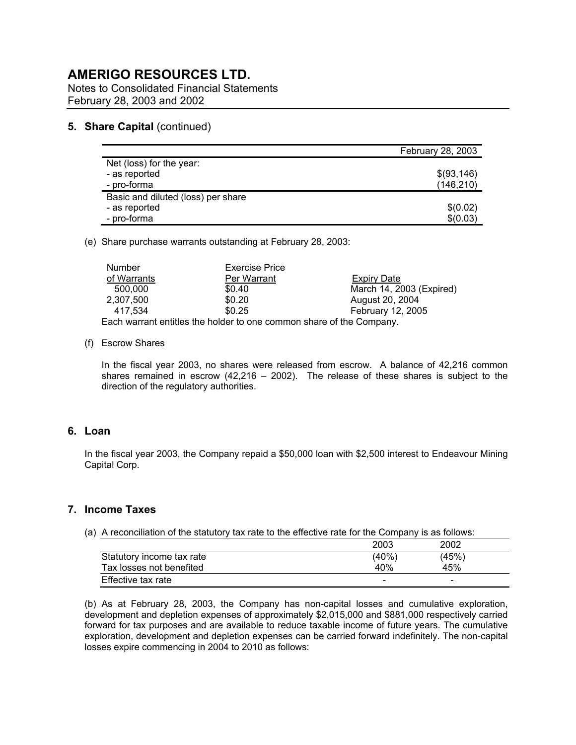# AMERIGO RESOURCES LTD.

Notes to Consolidated Financial Statements
February 28, 2003 and 2002

## 5. Share Capital (continued)

| | February 28, 2003 |
|---|---|
| Net (loss) for the year: | |
| - as reported | $(93,146) |
| - pro-forma | (146,210) |
| Basic and diluted (loss) per share | |
| - as reported | $(0.02) |
| - pro-forma | $(0.03) |

(e) Share purchase warrants outstanding at February 28, 2003:

| Number of Warrants | Exercise Price Per Warrant | Expiry Date |
|---|---|---|
| 500,000 | $0.40 | March 14, 2003 (Expired) |
| 2,307,500 | $0.20 | August 20, 2004 |
| 417,534 | $0.25 | February 12, 2005 |

Each warrant entitles the holder to one common share of the Company.

(f) Escrow Shares

In the fiscal year 2003, no shares were released from escrow. A balance of 42,216 common shares remained in escrow (42,216 – 2002). The release of these shares is subject to the direction of the regulatory authorities.

## 6. Loan

In the fiscal year 2003, the Company repaid a $50,000 loan with $2,500 interest to Endeavour Mining Capital Corp.

## 7. Income Taxes

(a) A reconciliation of the statutory tax rate to the effective rate for the Company is as follows:

| | 2003 | 2002 |
|---|---|---|
| Statutory income tax rate | (40%) | (45%) |
| Tax losses not benefited | 40% | 45% |
| Effective tax rate | - | - |

(b) As at February 28, 2003, the Company has non-capital losses and cumulative exploration, development and depletion expenses of approximately $2,015,000 and $881,000 respectively carried forward for tax purposes and are available to reduce taxable income of future years. The cumulative exploration, development and depletion expenses can be carried forward indefinitely. The non-capital losses expire commencing in 2004 to 2010 as follows: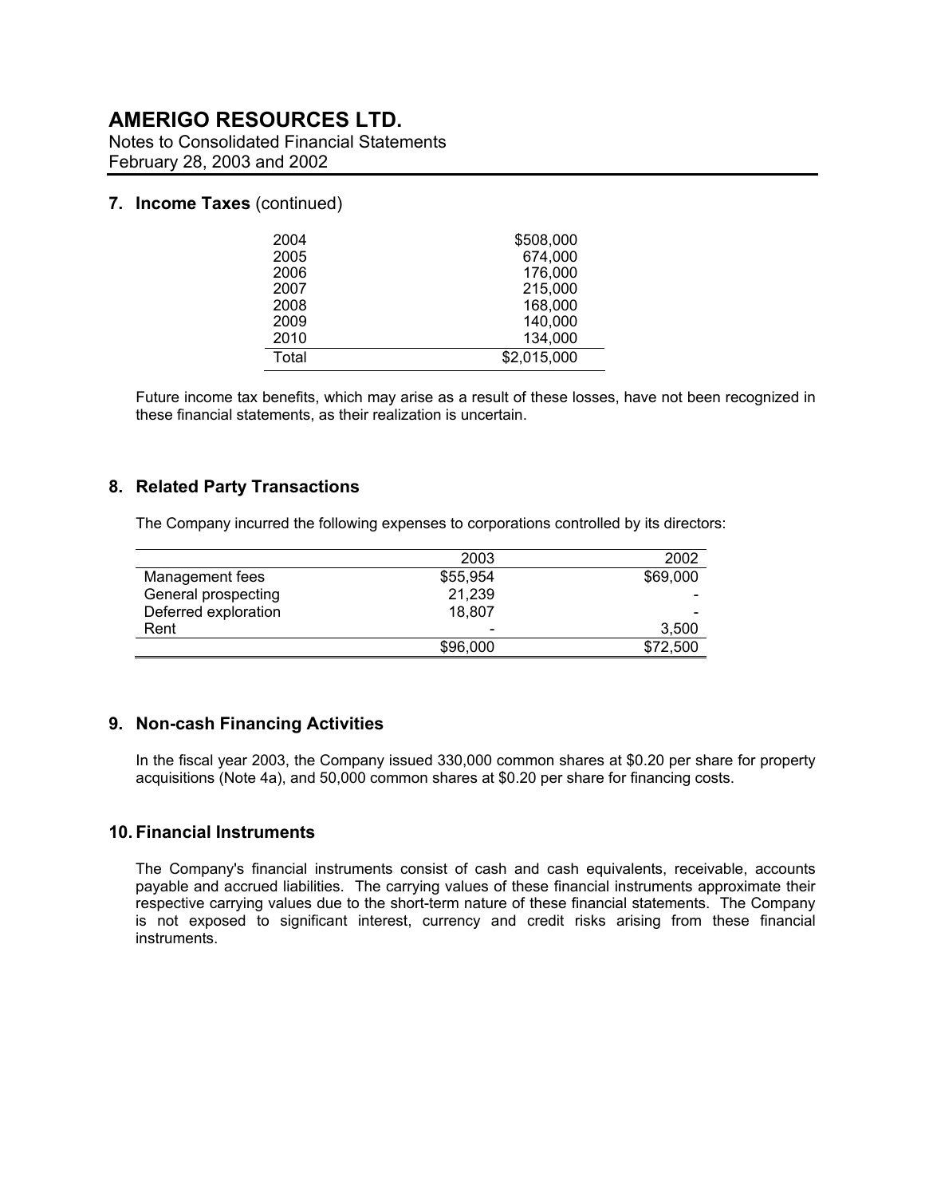# AMERIGO RESOURCES LTD.

Notes to Consolidated Financial Statements
February 28, 2003 and 2002

## 7. Income Taxes (continued)

| | |
|---|---|
| 2004 | $508,000 |
| 2005 | 674,000 |
| 2006 | 176,000 |
| 2007 | 215,000 |
| 2008 | 168,000 |
| 2009 | 140,000 |
| 2010 | 134,000 |
| Total | $2,015,000 |

Future income tax benefits, which may arise as a result of these losses, have not been recognized in these financial statements, as their realization is uncertain.

## 8. Related Party Transactions

The Company incurred the following expenses to corporations controlled by its directors:

| | 2003 | 2002 |
|---|---|---|
| Management fees | $55,954 | $69,000 |
| General prospecting | 21,239 | - |
| Deferred exploration | 18,807 | - |
| Rent | - | 3,500 |
| | $96,000 | $72,500 |

## 9. Non-cash Financing Activities

In the fiscal year 2003, the Company issued 330,000 common shares at $0.20 per share for property acquisitions (Note 4a), and 50,000 common shares at $0.20 per share for financing costs.

## 10. Financial Instruments

The Company's financial instruments consist of cash and cash equivalents, receivable, accounts payable and accrued liabilities. The carrying values of these financial instruments approximate their respective carrying values due to the short-term nature of these financial statements. The Company is not exposed to significant interest, currency and credit risks arising from these financial instruments.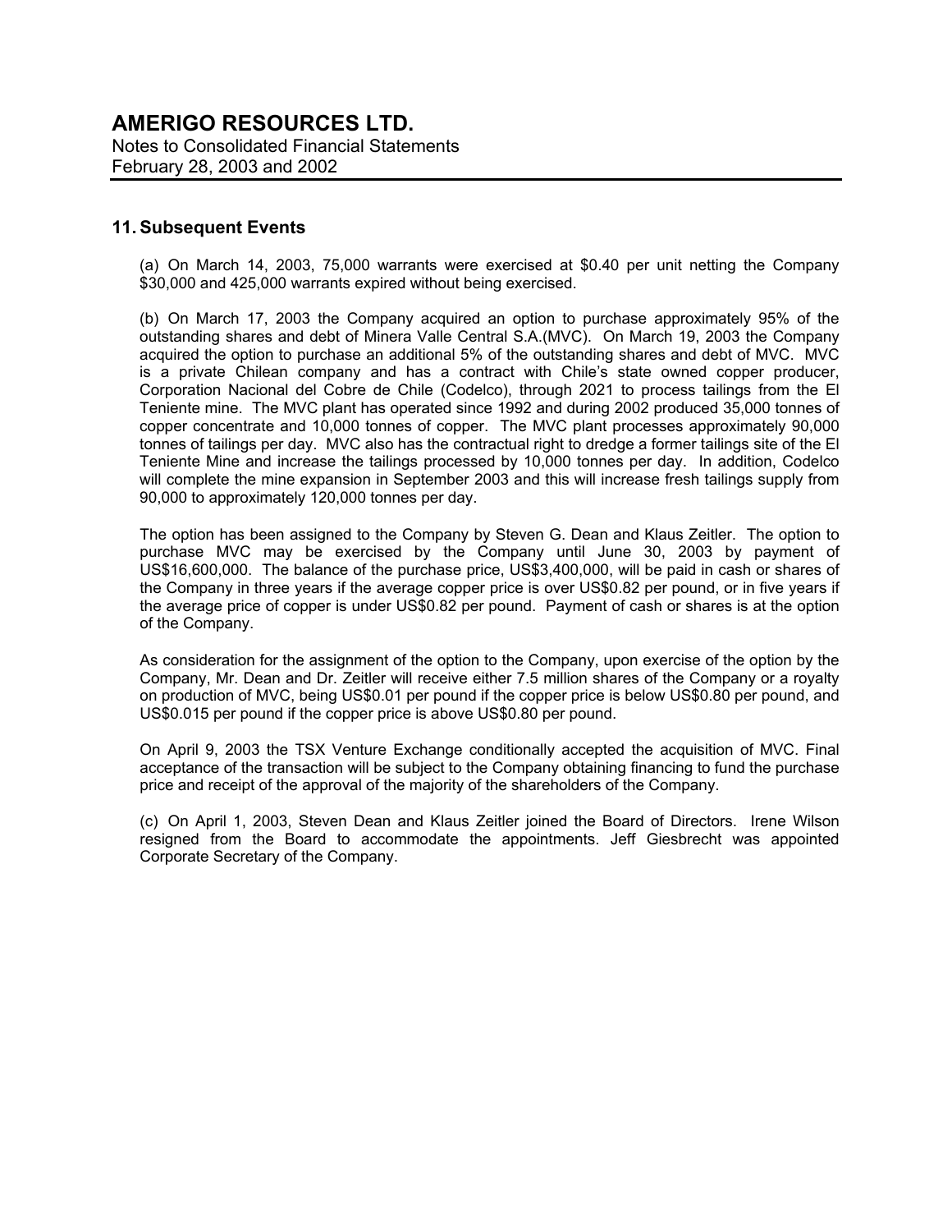# AMERIGO RESOURCES LTD.

Notes to Consolidated Financial Statements
February 28, 2003 and 2002

## 11. Subsequent Events

(a) On March 14, 2003, 75,000 warrants were exercised at $0.40 per unit netting the Company $30,000 and 425,000 warrants expired without being exercised.

(b) On March 17, 2003 the Company acquired an option to purchase approximately 95% of the outstanding shares and debt of Minera Valle Central S.A.(MVC). On March 19, 2003 the Company acquired the option to purchase an additional 5% of the outstanding shares and debt of MVC. MVC is a private Chilean company and has a contract with Chile's state owned copper producer, Corporation Nacional del Cobre de Chile (Codelco), through 2021 to process tailings from the El Teniente mine. The MVC plant has operated since 1992 and during 2002 produced 35,000 tonnes of copper concentrate and 10,000 tonnes of copper. The MVC plant processes approximately 90,000 tonnes of tailings per day. MVC also has the contractual right to dredge a former tailings site of the El Teniente Mine and increase the tailings processed by 10,000 tonnes per day. In addition, Codelco will complete the mine expansion in September 2003 and this will increase fresh tailings supply from 90,000 to approximately 120,000 tonnes per day.

The option has been assigned to the Company by Steven G. Dean and Klaus Zeitler. The option to purchase MVC may be exercised by the Company until June 30, 2003 by payment of US$16,600,000. The balance of the purchase price, US$3,400,000, will be paid in cash or shares of the Company in three years if the average copper price is over US$0.82 per pound, or in five years if the average price of copper is under US$0.82 per pound. Payment of cash or shares is at the option of the Company.

As consideration for the assignment of the option to the Company, upon exercise of the option by the Company, Mr. Dean and Dr. Zeitler will receive either 7.5 million shares of the Company or a royalty on production of MVC, being US$0.01 per pound if the copper price is below US$0.80 per pound, and US$0.015 per pound if the copper price is above US$0.80 per pound.

On April 9, 2003 the TSX Venture Exchange conditionally accepted the acquisition of MVC. Final acceptance of the transaction will be subject to the Company obtaining financing to fund the purchase price and receipt of the approval of the majority of the shareholders of the Company.

(c) On April 1, 2003, Steven Dean and Klaus Zeitler joined the Board of Directors. Irene Wilson resigned from the Board to accommodate the appointments. Jeff Giesbrecht was appointed Corporate Secretary of the Company.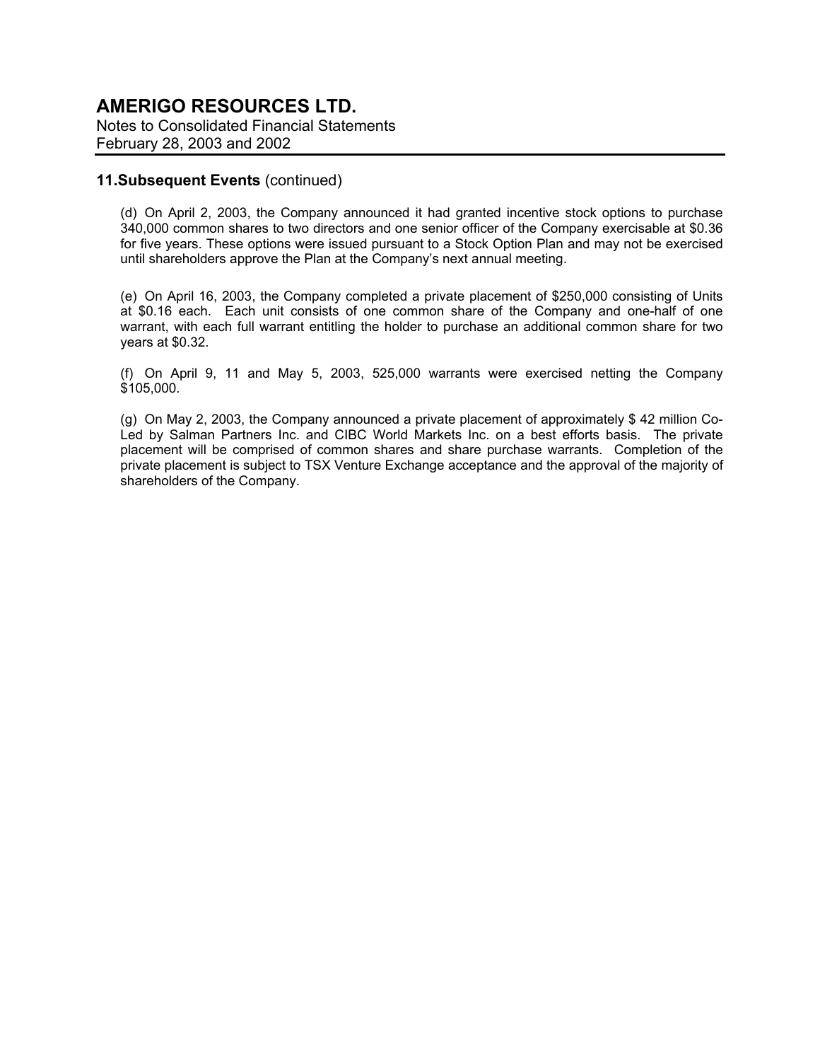## 11. Subsequent Events (continued)

(d) On April 2, 2003, the Company announced it had granted incentive stock options to purchase 340,000 common shares to two directors and one senior officer of the Company exercisable at $0.36 for five years. These options were issued pursuant to a Stock Option Plan and may not be exercised until shareholders approve the Plan at the Company's next annual meeting.

(e) On April 16, 2003, the Company completed a private placement of $250,000 consisting of Units at $0.16 each. Each unit consists of one common share of the Company and one-half of one warrant, with each full warrant entitling the holder to purchase an additional common share for two years at $0.32.

(f) On April 9, 11 and May 5, 2003, 525,000 warrants were exercised netting the Company $105,000.

(g) On May 2, 2003, the Company announced a private placement of approximately $ 42 million Co-Led by Salman Partners Inc. and CIBC World Markets Inc. on a best efforts basis. The private placement will be comprised of common shares and share purchase warrants. Completion of the private placement is subject to TSX Venture Exchange acceptance and the approval of the majority of shareholders of the Company.